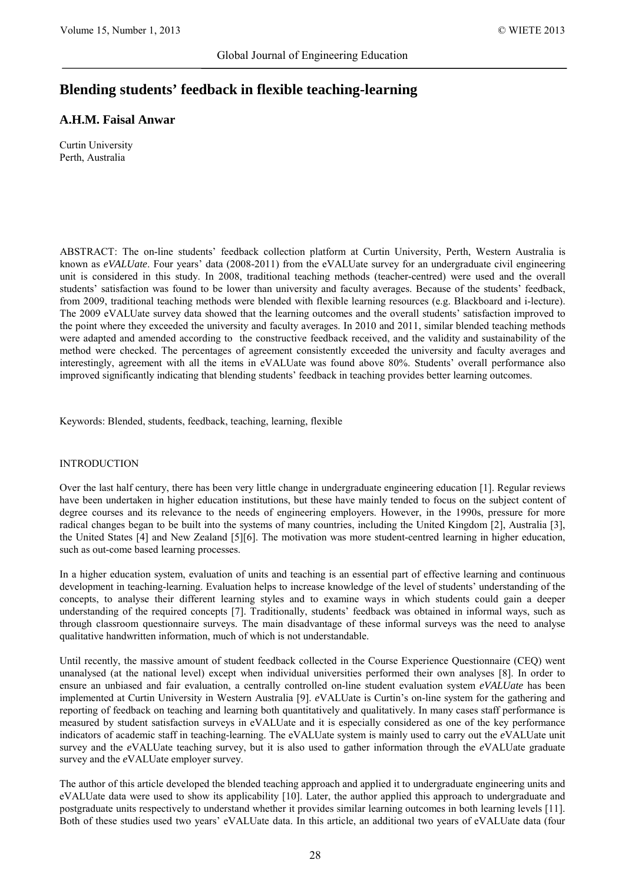# Blending students' feedback in flexible teaching-learning

**A.H.M. Faisal Anwar**

Curtin University
Perth, Australia

ABSTRACT: The on-line students' feedback collection platform at Curtin University, Perth, Western Australia is known as *eVALUate*. Four years' data (2008-2011) from the eVALUate survey for an undergraduate civil engineering unit is considered in this study. In 2008, traditional teaching methods (teacher-centred) were used and the overall students' satisfaction was found to be lower than university and faculty averages. Because of the students' feedback, from 2009, traditional teaching methods were blended with flexible learning resources (e.g. Blackboard and i-lecture). The 2009 eVALUate survey data showed that the learning outcomes and the overall students' satisfaction improved to the point where they exceeded the university and faculty averages. In 2010 and 2011, similar blended teaching methods were adapted and amended according to the constructive feedback received, and the validity and sustainability of the method were checked. The percentages of agreement consistently exceeded the university and faculty averages and interestingly, agreement with all the items in eVALUate was found above 80%. Students' overall performance also improved significantly indicating that blending students' feedback in teaching provides better learning outcomes.

Keywords: Blended, students, feedback, teaching, learning, flexible

## INTRODUCTION

Over the last half century, there has been very little change in undergraduate engineering education [1]. Regular reviews have been undertaken in higher education institutions, but these have mainly tended to focus on the subject content of degree courses and its relevance to the needs of engineering employers. However, in the 1990s, pressure for more radical changes began to be built into the systems of many countries, including the United Kingdom [2], Australia [3], the United States [4] and New Zealand [5][6]. The motivation was more student-centred learning in higher education, such as out-come based learning processes.

In a higher education system, evaluation of units and teaching is an essential part of effective learning and continuous development in teaching-learning. Evaluation helps to increase knowledge of the level of students' understanding of the concepts, to analyse their different learning styles and to examine ways in which students could gain a deeper understanding of the required concepts [7]. Traditionally, students' feedback was obtained in informal ways, such as through classroom questionnaire surveys. The main disadvantage of these informal surveys was the need to analyse qualitative handwritten information, much of which is not understandable.

Until recently, the massive amount of student feedback collected in the Course Experience Questionnaire (CEQ) went unanalysed (at the national level) except when individual universities performed their own analyses [8]. In order to ensure an unbiased and fair evaluation, a centrally controlled on-line student evaluation system *eVALUate* has been implemented at Curtin University in Western Australia [9]. *e*VALUate is Curtin's on-line system for the gathering and reporting of feedback on teaching and learning both quantitatively and qualitatively. In many cases staff performance is measured by student satisfaction surveys in eVALUate and it is especially considered as one of the key performance indicators of academic staff in teaching-learning. The eVALUate system is mainly used to carry out the *e*VALUate unit survey and the *e*VALUate teaching survey, but it is also used to gather information through the *e*VALUate graduate survey and the *e*VALUate employer survey.

The author of this article developed the blended teaching approach and applied it to undergraduate engineering units and eVALUate data were used to show its applicability [10]. Later, the author applied this approach to undergraduate and postgraduate units respectively to understand whether it provides similar learning outcomes in both learning levels [11]. Both of these studies used two years' eVALUate data. In this article, an additional two years of eVALUate data (four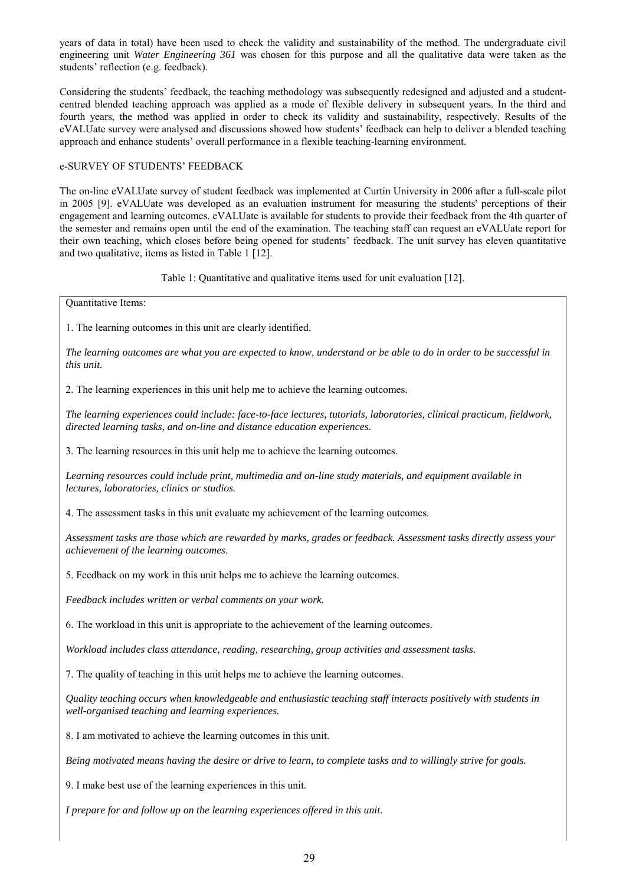years of data in total) have been used to check the validity and sustainability of the method. The undergraduate civil engineering unit *Water Engineering 361* was chosen for this purpose and all the qualitative data were taken as the students' reflection (e.g. feedback).

Considering the students' feedback, the teaching methodology was subsequently redesigned and adjusted and a student-centred blended teaching approach was applied as a mode of flexible delivery in subsequent years. In the third and fourth years, the method was applied in order to check its validity and sustainability, respectively. Results of the eVALUate survey were analysed and discussions showed how students' feedback can help to deliver a blended teaching approach and enhance students' overall performance in a flexible teaching-learning environment.

## e-SURVEY OF STUDENTS' FEEDBACK

The on-line eVALUate survey of student feedback was implemented at Curtin University in 2006 after a full-scale pilot in 2005 [9]. eVALUate was developed as an evaluation instrument for measuring the students' perceptions of their engagement and learning outcomes. eVALUate is available for students to provide their feedback from the 4th quarter of the semester and remains open until the end of the examination. The teaching staff can request an eVALUate report for their own teaching, which closes before being opened for students' feedback. The unit survey has eleven quantitative and two qualitative, items as listed in Table 1 [12].

Table 1: Quantitative and qualitative items used for unit evaluation [12].

Quantitative Items:

1. The learning outcomes in this unit are clearly identified.

*The learning outcomes are what you are expected to know, understand or be able to do in order to be successful in this unit.*

2. The learning experiences in this unit help me to achieve the learning outcomes.

*The learning experiences could include: face-to-face lectures, tutorials, laboratories, clinical practicum, fieldwork, directed learning tasks, and on-line and distance education experiences*.

3. The learning resources in this unit help me to achieve the learning outcomes.

*Learning resources could include print, multimedia and on-line study materials, and equipment available in lectures, laboratories, clinics or studios.*

4. The assessment tasks in this unit evaluate my achievement of the learning outcomes.

*Assessment tasks are those which are rewarded by marks, grades or feedback. Assessment tasks directly assess your achievement of the learning outcomes*.

5. Feedback on my work in this unit helps me to achieve the learning outcomes.

*Feedback includes written or verbal comments on your work.*

6. The workload in this unit is appropriate to the achievement of the learning outcomes.

*Workload includes class attendance, reading, researching, group activities and assessment tasks.*

7. The quality of teaching in this unit helps me to achieve the learning outcomes.

*Quality teaching occurs when knowledgeable and enthusiastic teaching staff interacts positively with students in well-organised teaching and learning experiences.*

8. I am motivated to achieve the learning outcomes in this unit.

*Being motivated means having the desire or drive to learn, to complete tasks and to willingly strive for goals.*

9. I make best use of the learning experiences in this unit.

*I prepare for and follow up on the learning experiences offered in this unit.*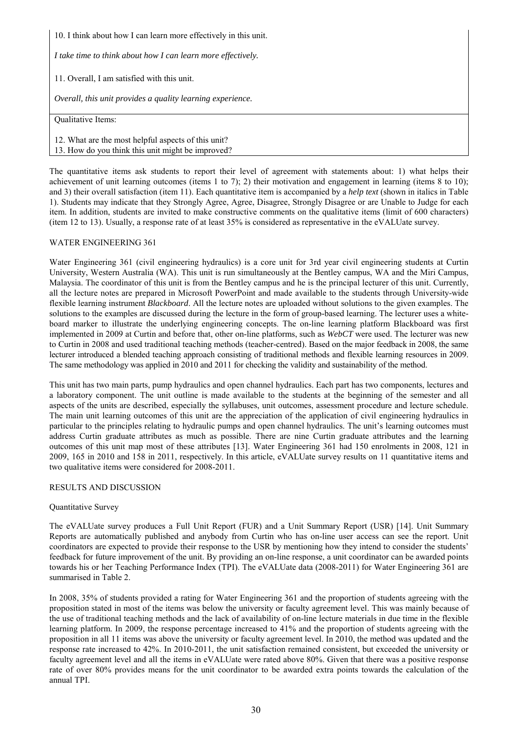| |
|---|
| 10. I think about how I can learn more effectively in this unit.<br><br>*I take time to think about how I can learn more effectively.*<br><br>11. Overall, I am satisfied with this unit.<br><br>*Overall, this unit provides a quality learning experience.* |
| Qualitative Items:<br><br>12. What are the most helpful aspects of this unit?<br>13. How do you think this unit might be improved? |

The quantitative items ask students to report their level of agreement with statements about: 1) what helps their achievement of unit learning outcomes (items 1 to 7); 2) their motivation and engagement in learning (items 8 to 10); and 3) their overall satisfaction (item 11). Each quantitative item is accompanied by a *help text* (shown in italics in Table 1). Students may indicate that they Strongly Agree, Agree, Disagree, Strongly Disagree or are Unable to Judge for each item. In addition, students are invited to make constructive comments on the qualitative items (limit of 600 characters) (item 12 to 13). Usually, a response rate of at least 35% is considered as representative in the eVALUate survey.

## WATER ENGINEERING 361

Water Engineering 361 (civil engineering hydraulics) is a core unit for 3rd year civil engineering students at Curtin University, Western Australia (WA). This unit is run simultaneously at the Bentley campus, WA and the Miri Campus, Malaysia. The coordinator of this unit is from the Bentley campus and he is the principal lecturer of this unit. Currently, all the lecture notes are prepared in Microsoft PowerPoint and made available to the students through University-wide flexible learning instrument *Blackboard*. All the lecture notes are uploaded without solutions to the given examples. The solutions to the examples are discussed during the lecture in the form of group-based learning. The lecturer uses a white-board marker to illustrate the underlying engineering concepts. The on-line learning platform Blackboard was first implemented in 2009 at Curtin and before that, other on-line platforms, such as *WebCT* were used. The lecturer was new to Curtin in 2008 and used traditional teaching methods (teacher-centred). Based on the major feedback in 2008, the same lecturer introduced a blended teaching approach consisting of traditional methods and flexible learning resources in 2009. The same methodology was applied in 2010 and 2011 for checking the validity and sustainability of the method.

This unit has two main parts, pump hydraulics and open channel hydraulics. Each part has two components, lectures and a laboratory component. The unit outline is made available to the students at the beginning of the semester and all aspects of the units are described, especially the syllabuses, unit outcomes, assessment procedure and lecture schedule. The main unit learning outcomes of this unit are the appreciation of the application of civil engineering hydraulics in particular to the principles relating to hydraulic pumps and open channel hydraulics. The unit's learning outcomes must address Curtin graduate attributes as much as possible. There are nine Curtin graduate attributes and the learning outcomes of this unit map most of these attributes [13]. Water Engineering 361 had 150 enrolments in 2008, 121 in 2009, 165 in 2010 and 158 in 2011, respectively. In this article, eVALUate survey results on 11 quantitative items and two qualitative items were considered for 2008-2011.

## RESULTS AND DISCUSSION

### Quantitative Survey

The eVALUate survey produces a Full Unit Report (FUR) and a Unit Summary Report (USR) [14]. Unit Summary Reports are automatically published and anybody from Curtin who has on-line user access can see the report. Unit coordinators are expected to provide their response to the USR by mentioning how they intend to consider the students' feedback for future improvement of the unit. By providing an on-line response, a unit coordinator can be awarded points towards his or her Teaching Performance Index (TPI). The eVALUate data (2008-2011) for Water Engineering 361 are summarised in Table 2.

In 2008, 35% of students provided a rating for Water Engineering 361 and the proportion of students agreeing with the proposition stated in most of the items was below the university or faculty agreement level. This was mainly because of the use of traditional teaching methods and the lack of availability of on-line lecture materials in due time in the flexible learning platform. In 2009, the response percentage increased to 41% and the proportion of students agreeing with the proposition in all 11 items was above the university or faculty agreement level. In 2010, the method was updated and the response rate increased to 42%. In 2010-2011, the unit satisfaction remained consistent, but exceeded the university or faculty agreement level and all the items in eVALUate were rated above 80%. Given that there was a positive response rate of over 80% provides means for the unit coordinator to be awarded extra points towards the calculation of the annual TPI.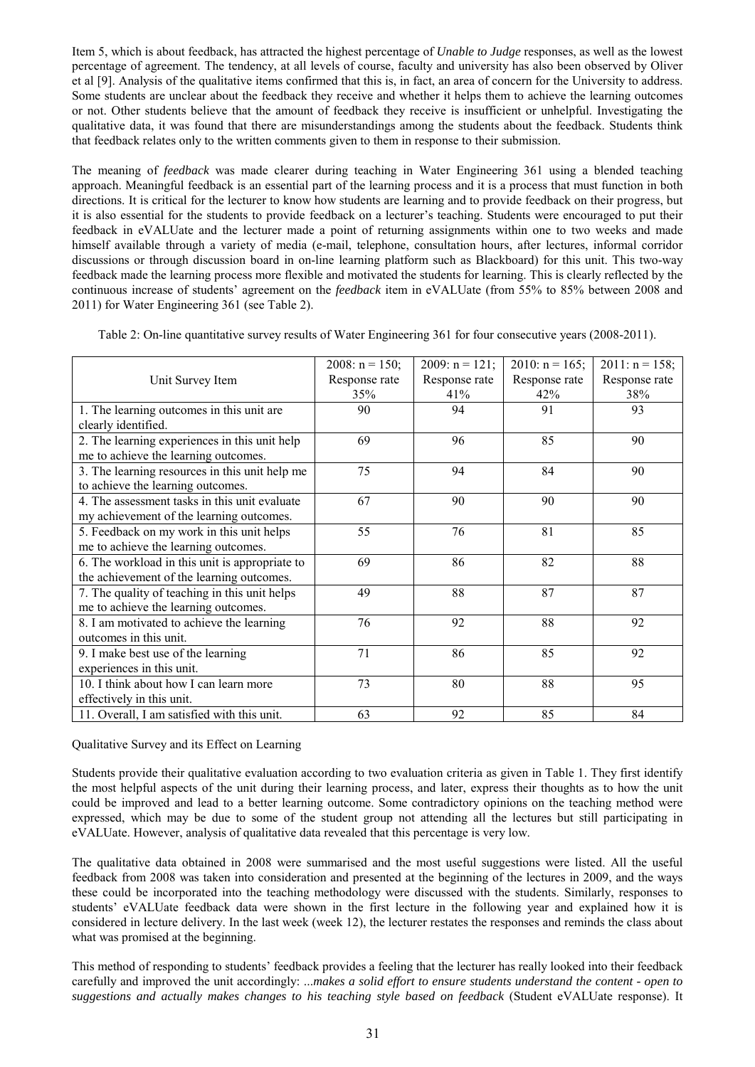Item 5, which is about feedback, has attracted the highest percentage of *Unable to Judge* responses, as well as the lowest percentage of agreement. The tendency, at all levels of course, faculty and university has also been observed by Oliver et al [9]. Analysis of the qualitative items confirmed that this is, in fact, an area of concern for the University to address. Some students are unclear about the feedback they receive and whether it helps them to achieve the learning outcomes or not. Other students believe that the amount of feedback they receive is insufficient or unhelpful. Investigating the qualitative data, it was found that there are misunderstandings among the students about the feedback. Students think that feedback relates only to the written comments given to them in response to their submission.

The meaning of *feedback* was made clearer during teaching in Water Engineering 361 using a blended teaching approach. Meaningful feedback is an essential part of the learning process and it is a process that must function in both directions. It is critical for the lecturer to know how students are learning and to provide feedback on their progress, but it is also essential for the students to provide feedback on a lecturer's teaching. Students were encouraged to put their feedback in eVALUate and the lecturer made a point of returning assignments within one to two weeks and made himself available through a variety of media (e-mail, telephone, consultation hours, after lectures, informal corridor discussions or through discussion board in on-line learning platform such as Blackboard) for this unit. This two-way feedback made the learning process more flexible and motivated the students for learning. This is clearly reflected by the continuous increase of students' agreement on the *feedback* item in eVALUate (from 55% to 85% between 2008 and 2011) for Water Engineering 361 (see Table 2).

Table 2: On-line quantitative survey results of Water Engineering 361 for four consecutive years (2008-2011).

| Unit Survey Item | 2008: n = 150; Response rate 35% | 2009: n = 121; Response rate 41% | 2010: n = 165; Response rate 42% | 2011: n = 158; Response rate 38% |
|---|---|---|---|---|
| 1. The learning outcomes in this unit are clearly identified. | 90 | 94 | 91 | 93 |
| 2. The learning experiences in this unit help me to achieve the learning outcomes. | 69 | 96 | 85 | 90 |
| 3. The learning resources in this unit help me to achieve the learning outcomes. | 75 | 94 | 84 | 90 |
| 4. The assessment tasks in this unit evaluate my achievement of the learning outcomes. | 67 | 90 | 90 | 90 |
| 5. Feedback on my work in this unit helps me to achieve the learning outcomes. | 55 | 76 | 81 | 85 |
| 6. The workload in this unit is appropriate to the achievement of the learning outcomes. | 69 | 86 | 82 | 88 |
| 7. The quality of teaching in this unit helps me to achieve the learning outcomes. | 49 | 88 | 87 | 87 |
| 8. I am motivated to achieve the learning outcomes in this unit. | 76 | 92 | 88 | 92 |
| 9. I make best use of the learning experiences in this unit. | 71 | 86 | 85 | 92 |
| 10. I think about how I can learn more effectively in this unit. | 73 | 80 | 88 | 95 |
| 11. Overall, I am satisfied with this unit. | 63 | 92 | 85 | 84 |

Qualitative Survey and its Effect on Learning

Students provide their qualitative evaluation according to two evaluation criteria as given in Table 1. They first identify the most helpful aspects of the unit during their learning process, and later, express their thoughts as to how the unit could be improved and lead to a better learning outcome. Some contradictory opinions on the teaching method were expressed, which may be due to some of the student group not attending all the lectures but still participating in eVALUate. However, analysis of qualitative data revealed that this percentage is very low.

The qualitative data obtained in 2008 were summarised and the most useful suggestions were listed. All the useful feedback from 2008 was taken into consideration and presented at the beginning of the lectures in 2009, and the ways these could be incorporated into the teaching methodology were discussed with the students. Similarly, responses to students' eVALUate feedback data were shown in the first lecture in the following year and explained how it is considered in lecture delivery. In the last week (week 12), the lecturer restates the responses and reminds the class about what was promised at the beginning.

This method of responding to students' feedback provides a feeling that the lecturer has really looked into their feedback carefully and improved the unit accordingly: *...makes a solid effort to ensure students understand the content - open to suggestions and actually makes changes to his teaching style based on feedback* (Student eVALUate response). It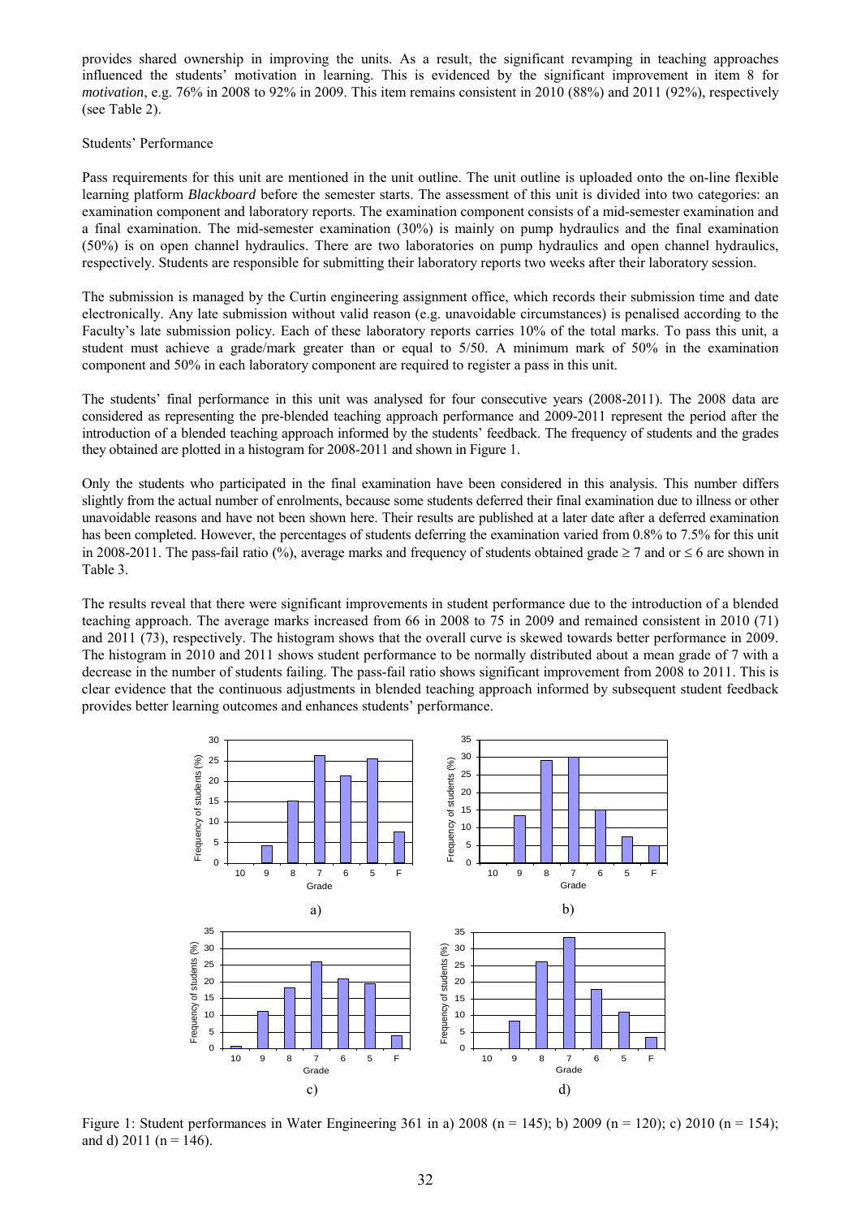provides shared ownership in improving the units. As a result, the significant revamping in teaching approaches influenced the students' motivation in learning. This is evidenced by the significant improvement in item 8 for *motivation*, e.g. 76% in 2008 to 92% in 2009. This item remains consistent in 2010 (88%) and 2011 (92%), respectively (see Table 2).

### Students' Performance

Pass requirements for this unit are mentioned in the unit outline. The unit outline is uploaded onto the on-line flexible learning platform *Blackboard* before the semester starts. The assessment of this unit is divided into two categories: an examination component and laboratory reports. The examination component consists of a mid-semester examination and a final examination. The mid-semester examination (30%) is mainly on pump hydraulics and the final examination (50%) is on open channel hydraulics. There are two laboratories on pump hydraulics and open channel hydraulics, respectively. Students are responsible for submitting their laboratory reports two weeks after their laboratory session.

The submission is managed by the Curtin engineering assignment office, which records their submission time and date electronically. Any late submission without valid reason (e.g. unavoidable circumstances) is penalised according to the Faculty's late submission policy. Each of these laboratory reports carries 10% of the total marks. To pass this unit, a student must achieve a grade/mark greater than or equal to 5/50. A minimum mark of 50% in the examination component and 50% in each laboratory component are required to register a pass in this unit.

The students' final performance in this unit was analysed for four consecutive years (2008-2011). The 2008 data are considered as representing the pre-blended teaching approach performance and 2009-2011 represent the period after the introduction of a blended teaching approach informed by the students' feedback. The frequency of students and the grades they obtained are plotted in a histogram for 2008-2011 and shown in Figure 1.

Only the students who participated in the final examination have been considered in this analysis. This number differs slightly from the actual number of enrolments, because some students deferred their final examination due to illness or other unavoidable reasons and have not been shown here. Their results are published at a later date after a deferred examination has been completed. However, the percentages of students deferring the examination varied from 0.8% to 7.5% for this unit in 2008-2011. The pass-fail ratio (%), average marks and frequency of students obtained grade $\geq 7$ and or $\leq 6$ are shown in Table 3.

The results reveal that there were significant improvements in student performance due to the introduction of a blended teaching approach. The average marks increased from 66 in 2008 to 75 in 2009 and remained consistent in 2010 (71) and 2011 (73), respectively. The histogram shows that the overall curve is skewed towards better performance in 2009. The histogram in 2010 and 2011 shows student performance to be normally distributed about a mean grade of 7 with a decrease in the number of students failing. The pass-fail ratio shows significant improvement from 2008 to 2011. This is clear evidence that the continuous adjustments in blended teaching approach informed by subsequent student feedback provides better learning outcomes and enhances students' performance.

Figure 1: Student performances in Water Engineering 361 in a) 2008 (n = 145); b) 2009 (n = 120); c) 2010 (n = 154); and d) 2011 (n = 146).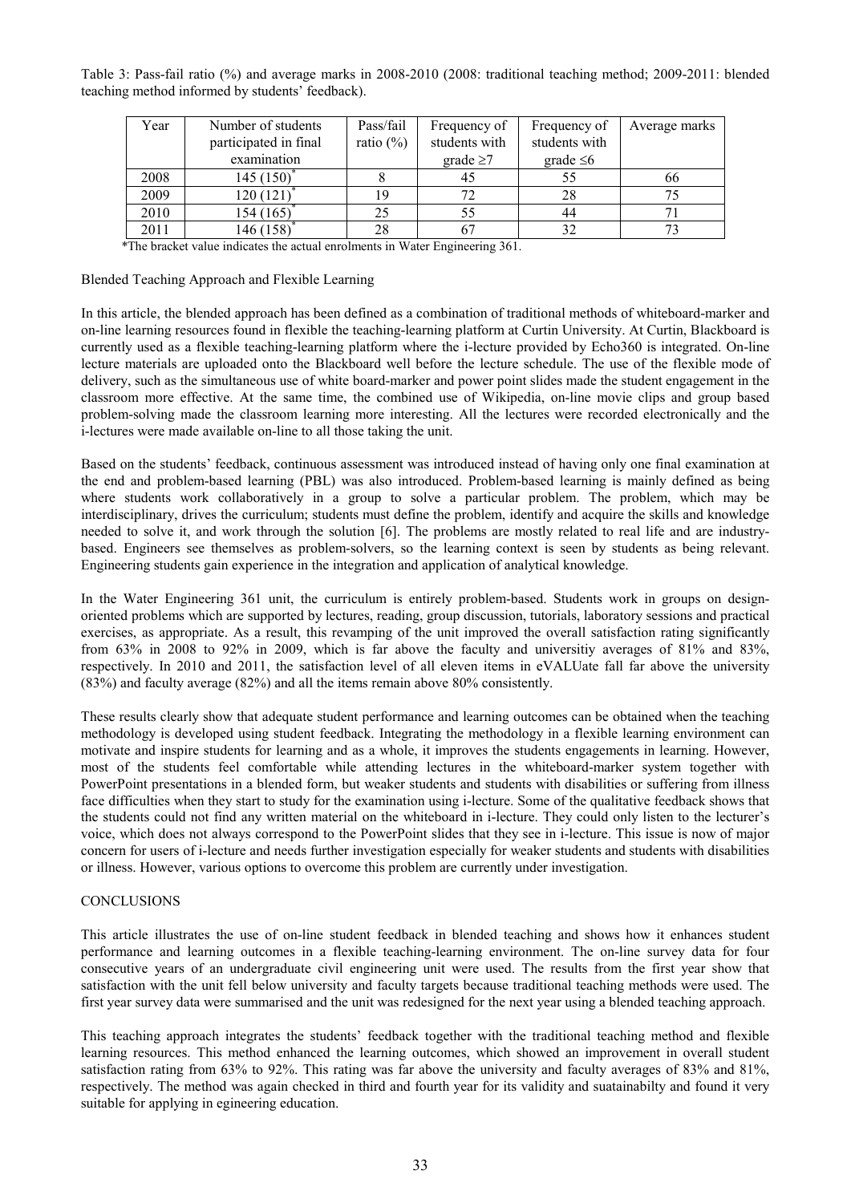Table 3: Pass-fail ratio (%) and average marks in 2008-2010 (2008: traditional teaching method; 2009-2011: blended teaching method informed by students' feedback).

| Year | Number of students participated in final examination | Pass/fail ratio (%) | Frequency of students with grade ≥7 | Frequency of students with grade ≤6 | Average marks |
|---|---|---|---|---|---|
| 2008 | 145 (150)* | 8 | 45 | 55 | 66 |
| 2009 | 120 (121)* | 19 | 72 | 28 | 75 |
| 2010 | 154 (165)* | 25 | 55 | 44 | 71 |
| 2011 | 146 (158)* | 28 | 67 | 32 | 73 |

*The bracket value indicates the actual enrolments in Water Engineering 361.

Blended Teaching Approach and Flexible Learning

In this article, the blended approach has been defined as a combination of traditional methods of whiteboard-marker and on-line learning resources found in flexible the teaching-learning platform at Curtin University. At Curtin, Blackboard is currently used as a flexible teaching-learning platform where the i-lecture provided by Echo360 is integrated. On-line lecture materials are uploaded onto the Blackboard well before the lecture schedule. The use of the flexible mode of delivery, such as the simultaneous use of white board-marker and power point slides made the student engagement in the classroom more effective. At the same time, the combined use of Wikipedia, on-line movie clips and group based problem-solving made the classroom learning more interesting. All the lectures were recorded electronically and the i-lectures were made available on-line to all those taking the unit.

Based on the students' feedback, continuous assessment was introduced instead of having only one final examination at the end and problem-based learning (PBL) was also introduced. Problem-based learning is mainly defined as being where students work collaboratively in a group to solve a particular problem. The problem, which may be interdisciplinary, drives the curriculum; students must define the problem, identify and acquire the skills and knowledge needed to solve it, and work through the solution [6]. The problems are mostly related to real life and are industry-based. Engineers see themselves as problem-solvers, so the learning context is seen by students as being relevant. Engineering students gain experience in the integration and application of analytical knowledge.

In the Water Engineering 361 unit, the curriculum is entirely problem-based. Students work in groups on design-oriented problems which are supported by lectures, reading, group discussion, tutorials, laboratory sessions and practical exercises, as appropriate. As a result, this revamping of the unit improved the overall satisfaction rating significantly from 63% in 2008 to 92% in 2009, which is far above the faculty and universitiy averages of 81% and 83%, respectively. In 2010 and 2011, the satisfaction level of all eleven items in eVALUate fall far above the university (83%) and faculty average (82%) and all the items remain above 80% consistently.

These results clearly show that adequate student performance and learning outcomes can be obtained when the teaching methodology is developed using student feedback. Integrating the methodology in a flexible learning environment can motivate and inspire students for learning and as a whole, it improves the students engagements in learning. However, most of the students feel comfortable while attending lectures in the whiteboard-marker system together with PowerPoint presentations in a blended form, but weaker students and students with disabilities or suffering from illness face difficulties when they start to study for the examination using i-lecture. Some of the qualitative feedback shows that the students could not find any written material on the whiteboard in i-lecture. They could only listen to the lecturer's voice, which does not always correspond to the PowerPoint slides that they see in i-lecture. This issue is now of major concern for users of i-lecture and needs further investigation especially for weaker students and students with disabilities or illness. However, various options to overcome this problem are currently under investigation.

## CONCLUSIONS

This article illustrates the use of on-line student feedback in blended teaching and shows how it enhances student performance and learning outcomes in a flexible teaching-learning environment. The on-line survey data for four consecutive years of an undergraduate civil engineering unit were used. The results from the first year show that satisfaction with the unit fell below university and faculty targets because traditional teaching methods were used. The first year survey data were summarised and the unit was redesigned for the next year using a blended teaching approach.

This teaching approach integrates the students' feedback together with the traditional teaching method and flexible learning resources. This method enhanced the learning outcomes, which showed an improvement in overall student satisfaction rating from 63% to 92%. This rating was far above the university and faculty averages of 83% and 81%, respectively. The method was again checked in third and fourth year for its validity and suatainabilty and found it very suitable for applying in egineering education.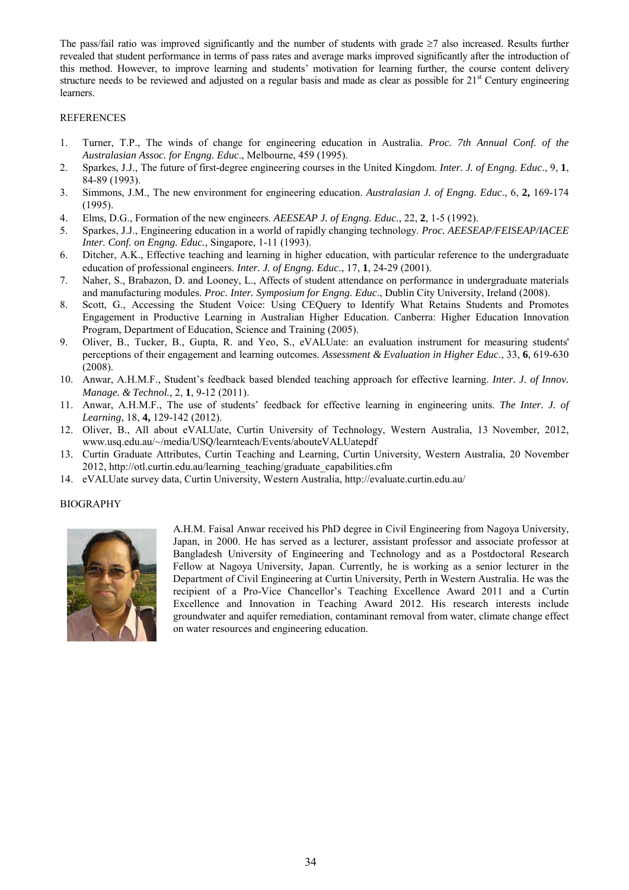The pass/fail ratio was improved significantly and the number of students with grade ≥7 also increased. Results further revealed that student performance in terms of pass rates and average marks improved significantly after the introduction of this method. However, to improve learning and students' motivation for learning further, the course content delivery structure needs to be reviewed and adjusted on a regular basis and made as clear as possible for 21st Century engineering learners.

## REFERENCES

1. Turner, T.P., The winds of change for engineering education in Australia. *Proc. 7th Annual Conf. of the Australasian Assoc. for Engng. Educ*., Melbourne, 459 (1995).
2. Sparkes, J.J., The future of first-degree engineering courses in the United Kingdom. *Inter. J. of Engng. Educ*., 9, **1**, 84-89 (1993).
3. Simmons, J.M., The new environment for engineering education. *Australasian J. of Engng. Educ*., 6, **2,** 169-174 (1995).
4. Elms, D.G., Formation of the new engineers. *AEESEAP J. of Engng. Educ.*, 22, **2**, 1-5 (1992).
5. Sparkes, J.J., Engineering education in a world of rapidly changing technology. *Proc. AEESEAP/FEISEAP/IACEE Inter. Conf. on Engng. Educ.*, Singapore, 1-11 (1993).
6. Ditcher, A.K., Effective teaching and learning in higher education, with particular reference to the undergraduate education of professional engineers. *Inter. J. of Engng. Educ*., 17, **1**, 24-29 (2001).
7. Naher, S., Brabazon, D. and Looney, L., Affects of student attendance on performance in undergraduate materials and manufacturing modules. *Proc. Inter. Symposium for Engng. Educ*., Dublin City University, Ireland (2008).
8. Scott, G., Accessing the Student Voice: Using CEQuery to Identify What Retains Students and Promotes Engagement in Productive Learning in Australian Higher Education. Canberra: Higher Education Innovation Program, Department of Education, Science and Training (2005).
9. Oliver, B., Tucker, B., Gupta, R. and Yeo, S., eVALUate: an evaluation instrument for measuring students' perceptions of their engagement and learning outcomes. *Assessment & Evaluation in Higher Educ*., 33, **6**, 619-630 (2008).
10. Anwar, A.H.M.F., Student's feedback based blended teaching approach for effective learning. *Inter. J. of Innov. Manage. & Technol.,* 2, **1**, 9-12 (2011).
11. Anwar, A.H.M.F., The use of students' feedback for effective learning in engineering units. *The Inter. J. of Learning*, 18, **4,** 129-142 (2012).
12. Oliver, B., All about eVALUate, Curtin University of Technology, Western Australia, 13 November, 2012, www.usq.edu.au/~/media/USQ/learnteach/Events/abouteVALUatepdf
13. Curtin Graduate Attributes, Curtin Teaching and Learning, Curtin University, Western Australia, 20 November 2012, http://otl.curtin.edu.au/learning_teaching/graduate_capabilities.cfm
14. eVALUate survey data, Curtin University, Western Australia, http://evaluate.curtin.edu.au/

## BIOGRAPHY

A.H.M. Faisal Anwar received his PhD degree in Civil Engineering from Nagoya University, Japan, in 2000. He has served as a lecturer, assistant professor and associate professor at Bangladesh University of Engineering and Technology and as a Postdoctoral Research Fellow at Nagoya University, Japan. Currently, he is working as a senior lecturer in the Department of Civil Engineering at Curtin University, Perth in Western Australia. He was the recipient of a Pro-Vice Chancellor's Teaching Excellence Award 2011 and a Curtin Excellence and Innovation in Teaching Award 2012. His research interests include groundwater and aquifer remediation, contaminant removal from water, climate change effect on water resources and engineering education.